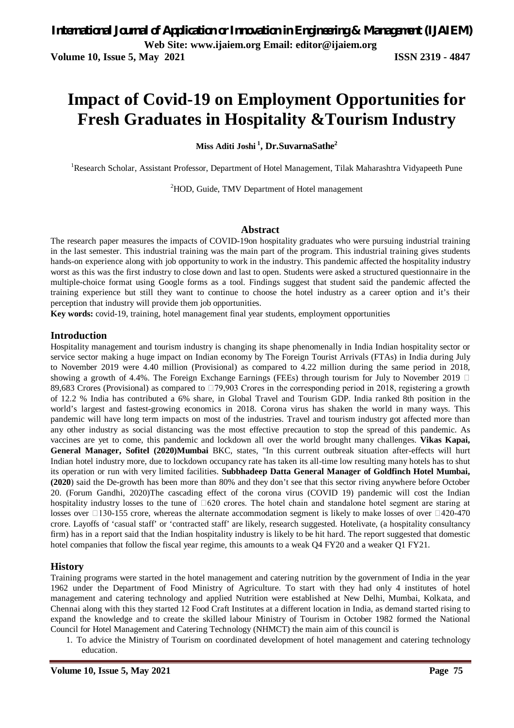# Impact of Covid-19 on Employment Opportunities for Fresh Graduates in Hospitality &Tourism Industry

**Miss Aditi Joshi [1], Dr.SuvarnaSathe[2]**

[1]Research Scholar, Assistant Professor, Department of Hotel Management, Tilak Maharashtra Vidyapeeth Pune

[2]HOD, Guide, TMV Department of Hotel management

## Abstract

The research paper measures the impacts of COVID-19on hospitality graduates who were pursuing industrial training in the last semester. This industrial training was the main part of the program. This industrial training gives students hands-on experience along with job opportunity to work in the industry. This pandemic affected the hospitality industry worst as this was the first industry to close down and last to open. Students were asked a structured questionnaire in the multiple-choice format using Google forms as a tool. Findings suggest that student said the pandemic affected the training experience but still they want to continue to choose the hotel industry as a career option and it's their perception that industry will provide them job opportunities.

**Key words:** covid-19, training, hotel management final year students, employment opportunities

## Introduction

Hospitality management and tourism industry is changing its shape phenomenally in India Indian hospitality sector or service sector making a huge impact on Indian economy by The Foreign Tourist Arrivals (FTAs) in India during July to November 2019 were 4.40 million (Provisional) as compared to 4.22 million during the same period in 2018, showing a growth of 4.4%. The Foreign Exchange Earnings (FEEs) through tourism for July to November 2019 ₹ 89,683 Crores (Provisional) as compared to ₹79,903 Crores in the corresponding period in 2018, registering a growth of 12.2 % India has contributed a 6% share, in Global Travel and Tourism GDP. India ranked 8th position in the world's largest and fastest-growing economics in 2018. Corona virus has shaken the world in many ways. This pandemic will have long term impacts on most of the industries. Travel and tourism industry got affected more than any other industry as social distancing was the most effective precaution to stop the spread of this pandemic. As vaccines are yet to come, this pandemic and lockdown all over the world brought many challenges. **Vikas Kapai, General Manager, Sofitel (2020)Mumbai** BKC, states, "In this current outbreak situation after-effects will hurt Indian hotel industry more, due to lockdown occupancy rate has taken its all-time low resulting many hotels has to shut its operation or run with very limited facilities. **Subbhadeep Datta General Manager of Goldfinch Hotel Mumbai, (2020**) said the De-growth has been more than 80% and they don't see that this sector riving anywhere before October 20. (Forum Gandhi, 2020)The cascading effect of the corona virus (COVID 19) pandemic will cost the Indian hospitality industry losses to the tune of ₹620 crores. The hotel chain and standalone hotel segment are staring at losses over ₹130-155 crore, whereas the alternate accommodation segment is likely to make losses of over ₹420-470 crore. Layoffs of 'casual staff' or 'contracted staff' are likely, research suggested. Hotelivate, (a hospitality consultancy firm) has in a report said that the Indian hospitality industry is likely to be hit hard. The report suggested that domestic hotel companies that follow the fiscal year regime, this amounts to a weak Q4 FY20 and a weaker Q1 FY21.

## History

Training programs were started in the hotel management and catering nutrition by the government of India in the year 1962 under the Department of Food Ministry of Agriculture. To start with they had only 4 institutes of hotel management and catering technology and applied Nutrition were established at New Delhi, Mumbai, Kolkata, and Chennai along with this they started 12 Food Craft Institutes at a different location in India, as demand started rising to expand the knowledge and to create the skilled labour Ministry of Tourism in October 1982 formed the National Council for Hotel Management and Catering Technology (NHMCT) the main aim of this council is

1. To advice the Ministry of Tourism on coordinated development of hotel management and catering technology education.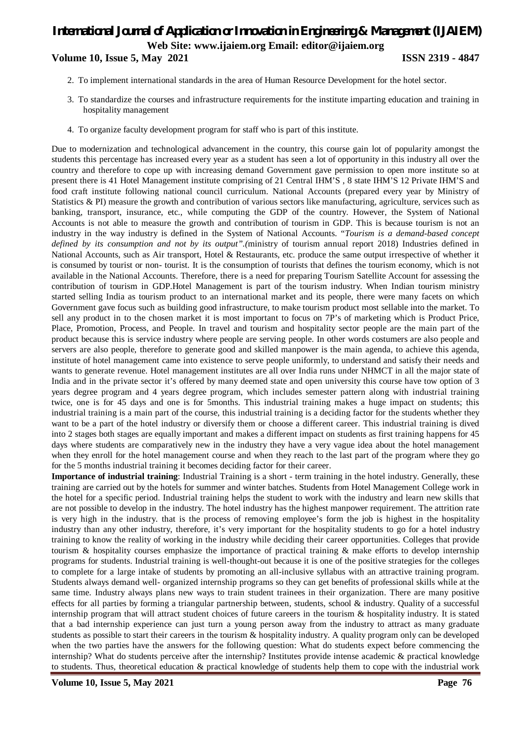2. To implement international standards in the area of Human Resource Development for the hotel sector.
3. To standardize the courses and infrastructure requirements for the institute imparting education and training in hospitality management
4. To organize faculty development program for staff who is part of this institute.

Due to modernization and technological advancement in the country, this course gain lot of popularity amongst the students this percentage has increased every year as a student has seen a lot of opportunity in this industry all over the country and therefore to cope up with increasing demand Government gave permission to open more institute so at present there is 41 Hotel Management institute comprising of 21 Central IHM'S , 8 state IHM'S 12 Private IHM'S and food craft institute following national council curriculum. National Accounts (prepared every year by Ministry of Statistics & PI) measure the growth and contribution of various sectors like manufacturing, agriculture, services such as banking, transport, insurance, etc., while computing the GDP of the country. However, the System of National Accounts is not able to measure the growth and contribution of tourism in GDP. This is because tourism is not an industry in the way industry is defined in the System of National Accounts. "*Tourism is a demand-based concept defined by its consumption and not by its output".(*ministry of tourism annual report 2018) Industries defined in National Accounts, such as Air transport, Hotel & Restaurants, etc. produce the same output irrespective of whether it is consumed by tourist or non- tourist. It is the consumption of tourists that defines the tourism economy, which is not available in the National Accounts. Therefore, there is a need for preparing Tourism Satellite Account for assessing the contribution of tourism in GDP.Hotel Management is part of the tourism industry. When Indian tourism ministry started selling India as tourism product to an international market and its people, there were many facets on which Government gave focus such as building good infrastructure, to make tourism product most sellable into the market. To sell any product in to the chosen market it is most important to focus on 7P's of marketing which is Product Price, Place, Promotion, Process, and People. In travel and tourism and hospitality sector people are the main part of the product because this is service industry where people are serving people. In other words costumers are also people and servers are also people, therefore to generate good and skilled manpower is the main agenda, to achieve this agenda, institute of hotel management came into existence to serve people uniformly, to understand and satisfy their needs and wants to generate revenue. Hotel management institutes are all over India runs under NHMCT in all the major state of India and in the private sector it's offered by many deemed state and open university this course have tow option of 3 years degree program and 4 years degree program, which includes semester pattern along with industrial training twice, one is for 45 days and one is for 5months. This industrial training makes a huge impact on students; this industrial training is a main part of the course, this industrial training is a deciding factor for the students whether they want to be a part of the hotel industry or diversify them or choose a different career. This industrial training is dived into 2 stages both stages are equally important and makes a different impact on students as first training happens for 45 days where students are comparatively new in the industry they have a very vague idea about the hotel management when they enroll for the hotel management course and when they reach to the last part of the program where they go for the 5 months industrial training it becomes deciding factor for their career.

**Importance of industrial training**: Industrial Training is a short - term training in the hotel industry. Generally, these training are carried out by the hotels for summer and winter batches. Students from Hotel Management College work in the hotel for a specific period. Industrial training helps the student to work with the industry and learn new skills that are not possible to develop in the industry. The hotel industry has the highest manpower requirement. The attrition rate is very high in the industry. that is the process of removing employee's form the job is highest in the hospitality industry than any other industry, therefore, it's very important for the hospitality students to go for a hotel industry training to know the reality of working in the industry while deciding their career opportunities. Colleges that provide tourism & hospitality courses emphasize the importance of practical training & make efforts to develop internship programs for students. Industrial training is well-thought-out because it is one of the positive strategies for the colleges to complete for a large intake of students by promoting an all-inclusive syllabus with an attractive training program. Students always demand well- organized internship programs so they can get benefits of professional skills while at the same time. Industry always plans new ways to train student trainees in their organization. There are many positive effects for all parties by forming a triangular partnership between, students, school & industry. Quality of a successful internship program that will attract student choices of future careers in the tourism & hospitality industry. It is stated that a bad internship experience can just turn a young person away from the industry to attract as many graduate students as possible to start their careers in the tourism & hospitality industry. A quality program only can be developed when the two parties have the answers for the following question: What do students expect before commencing the internship? What do students perceive after the internship? Institutes provide intense academic & practical knowledge to students. Thus, theoretical education & practical knowledge of students help them to cope with the industrial work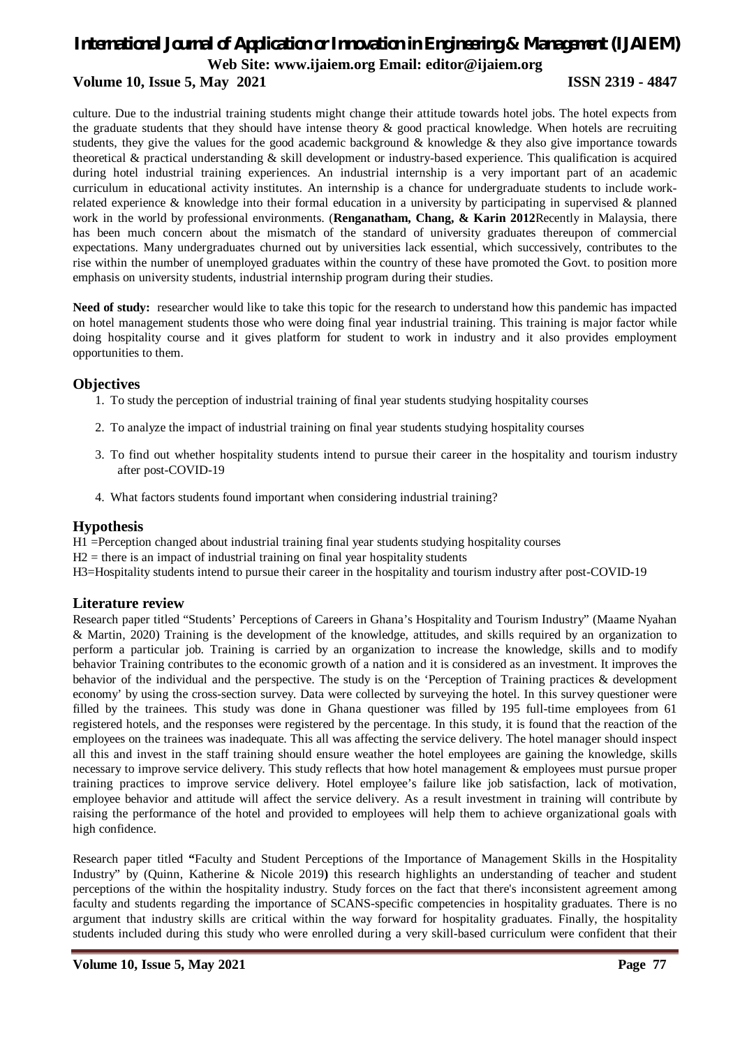culture. Due to the industrial training students might change their attitude towards hotel jobs. The hotel expects from the graduate students that they should have intense theory & good practical knowledge. When hotels are recruiting students, they give the values for the good academic background & knowledge & they also give importance towards theoretical & practical understanding & skill development or industry-based experience. This qualification is acquired during hotel industrial training experiences. An industrial internship is a very important part of an academic curriculum in educational activity institutes. An internship is a chance for undergraduate students to include work-related experience & knowledge into their formal education in a university by participating in supervised & planned work in the world by professional environments. (**Renganatham, Chang, & Karin 2012**Recently in Malaysia, there has been much concern about the mismatch of the standard of university graduates thereupon of commercial expectations. Many undergraduates churned out by universities lack essential, which successively, contributes to the rise within the number of unemployed graduates within the country of these have promoted the Govt. to position more emphasis on university students, industrial internship program during their studies.

**Need of study:** researcher would like to take this topic for the research to understand how this pandemic has impacted on hotel management students those who were doing final year industrial training. This training is major factor while doing hospitality course and it gives platform for student to work in industry and it also provides employment opportunities to them.

## Objectives

1. To study the perception of industrial training of final year students studying hospitality courses
2. To analyze the impact of industrial training on final year students studying hospitality courses
3. To find out whether hospitality students intend to pursue their career in the hospitality and tourism industry after post-COVID-19
4. What factors students found important when considering industrial training?

## Hypothesis

H1 =Perception changed about industrial training final year students studying hospitality courses
H2 = there is an impact of industrial training on final year hospitality students
H3=Hospitality students intend to pursue their career in the hospitality and tourism industry after post-COVID-19

## Literature review

Research paper titled "Students' Perceptions of Careers in Ghana's Hospitality and Tourism Industry" (Maame Nyahan & Martin, 2020) Training is the development of the knowledge, attitudes, and skills required by an organization to perform a particular job. Training is carried by an organization to increase the knowledge, skills and to modify behavior Training contributes to the economic growth of a nation and it is considered as an investment. It improves the behavior of the individual and the perspective. The study is on the 'Perception of Training practices & development economy' by using the cross-section survey. Data were collected by surveying the hotel. In this survey questioner were filled by the trainees. This study was done in Ghana questioner was filled by 195 full-time employees from 61 registered hotels, and the responses were registered by the percentage. In this study, it is found that the reaction of the employees on the trainees was inadequate. This all was affecting the service delivery. The hotel manager should inspect all this and invest in the staff training should ensure weather the hotel employees are gaining the knowledge, skills necessary to improve service delivery. This study reflects that how hotel management & employees must pursue proper training practices to improve service delivery. Hotel employee's failure like job satisfaction, lack of motivation, employee behavior and attitude will affect the service delivery. As a result investment in training will contribute by raising the performance of the hotel and provided to employees will help them to achieve organizational goals with high confidence.

Research paper titled **"**Faculty and Student Perceptions of the Importance of Management Skills in the Hospitality Industry" by (Quinn, Katherine & Nicole 2019**)** this research highlights an understanding of teacher and student perceptions of the within the hospitality industry. Study forces on the fact that there's inconsistent agreement among faculty and students regarding the importance of SCANS-specific competencies in hospitality graduates. There is no argument that industry skills are critical within the way forward for hospitality graduates. Finally, the hospitality students included during this study who were enrolled during a very skill-based curriculum were confident that their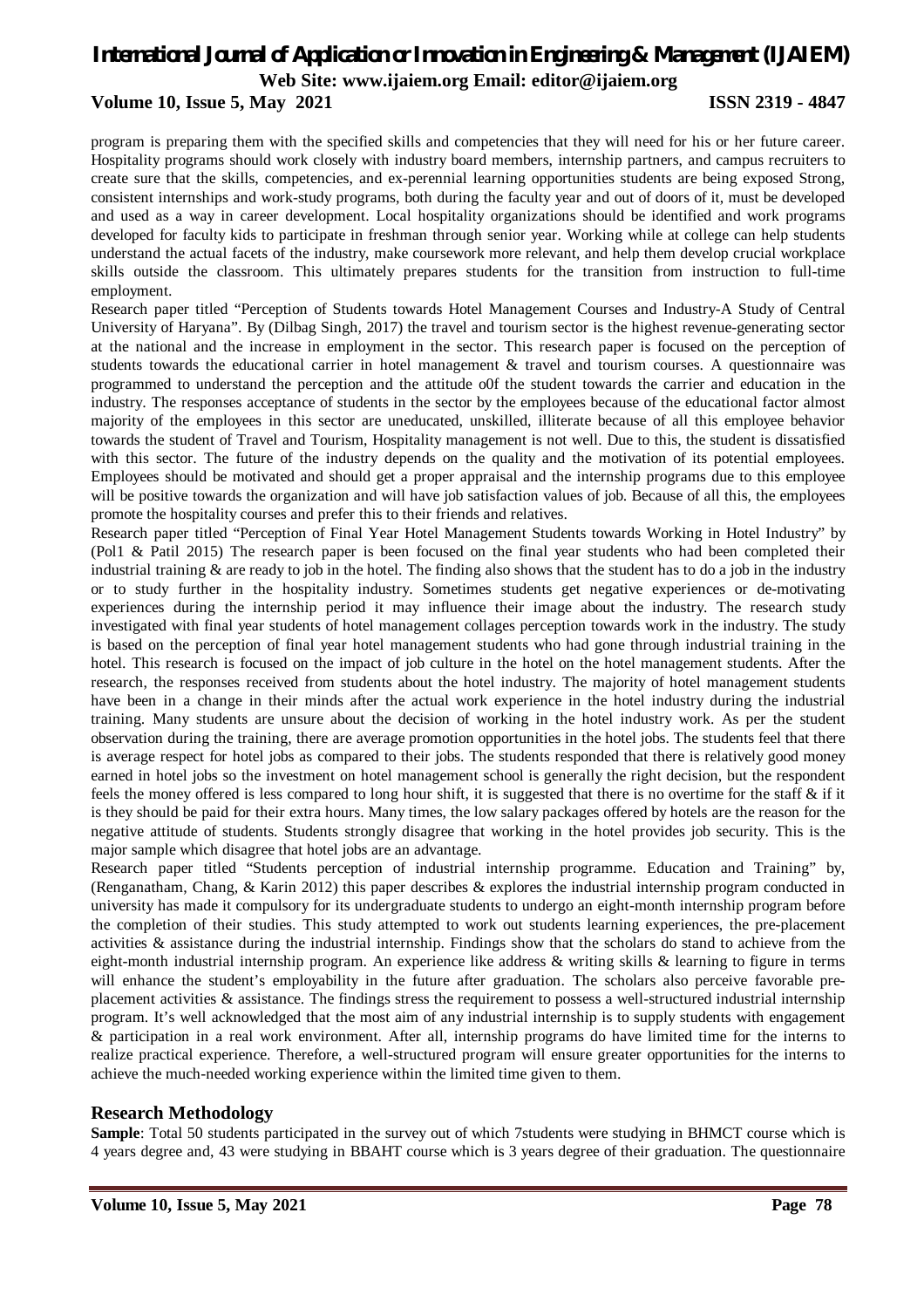program is preparing them with the specified skills and competencies that they will need for his or her future career. Hospitality programs should work closely with industry board members, internship partners, and campus recruiters to create sure that the skills, competencies, and ex-perennial learning opportunities students are being exposed Strong, consistent internships and work-study programs, both during the faculty year and out of doors of it, must be developed and used as a way in career development. Local hospitality organizations should be identified and work programs developed for faculty kids to participate in freshman through senior year. Working while at college can help students understand the actual facets of the industry, make coursework more relevant, and help them develop crucial workplace skills outside the classroom. This ultimately prepares students for the transition from instruction to full-time employment.

Research paper titled "Perception of Students towards Hotel Management Courses and Industry-A Study of Central University of Haryana". By (Dilbag Singh, 2017) the travel and tourism sector is the highest revenue-generating sector at the national and the increase in employment in the sector. This research paper is focused on the perception of students towards the educational carrier in hotel management & travel and tourism courses. A questionnaire was programmed to understand the perception and the attitude o0f the student towards the carrier and education in the industry. The responses acceptance of students in the sector by the employees because of the educational factor almost majority of the employees in this sector are uneducated, unskilled, illiterate because of all this employee behavior towards the student of Travel and Tourism, Hospitality management is not well. Due to this, the student is dissatisfied with this sector. The future of the industry depends on the quality and the motivation of its potential employees. Employees should be motivated and should get a proper appraisal and the internship programs due to this employee will be positive towards the organization and will have job satisfaction values of job. Because of all this, the employees promote the hospitality courses and prefer this to their friends and relatives.

Research paper titled "Perception of Final Year Hotel Management Students towards Working in Hotel Industry" by (Pol1 & Patil 2015) The research paper is been focused on the final year students who had been completed their industrial training & are ready to job in the hotel. The finding also shows that the student has to do a job in the industry or to study further in the hospitality industry. Sometimes students get negative experiences or de-motivating experiences during the internship period it may influence their image about the industry. The research study investigated with final year students of hotel management collages perception towards work in the industry. The study is based on the perception of final year hotel management students who had gone through industrial training in the hotel. This research is focused on the impact of job culture in the hotel on the hotel management students. After the research, the responses received from students about the hotel industry. The majority of hotel management students have been in a change in their minds after the actual work experience in the hotel industry during the industrial training. Many students are unsure about the decision of working in the hotel industry work. As per the student observation during the training, there are average promotion opportunities in the hotel jobs. The students feel that there is average respect for hotel jobs as compared to their jobs. The students responded that there is relatively good money earned in hotel jobs so the investment on hotel management school is generally the right decision, but the respondent feels the money offered is less compared to long hour shift, it is suggested that there is no overtime for the staff & if it is they should be paid for their extra hours. Many times, the low salary packages offered by hotels are the reason for the negative attitude of students. Students strongly disagree that working in the hotel provides job security. This is the major sample which disagree that hotel jobs are an advantage.

Research paper titled "Students perception of industrial internship programme. Education and Training" by, (Renganatham, Chang, & Karin 2012) this paper describes & explores the industrial internship program conducted in university has made it compulsory for its undergraduate students to undergo an eight-month internship program before the completion of their studies. This study attempted to work out students learning experiences, the pre-placement activities & assistance during the industrial internship. Findings show that the scholars do stand to achieve from the eight-month industrial internship program. An experience like address & writing skills & learning to figure in terms will enhance the student's employability in the future after graduation. The scholars also perceive favorable pre-placement activities & assistance. The findings stress the requirement to possess a well-structured industrial internship program. It's well acknowledged that the most aim of any industrial internship is to supply students with engagement & participation in a real work environment. After all, internship programs do have limited time for the interns to realize practical experience. Therefore, a well-structured program will ensure greater opportunities for the interns to achieve the much-needed working experience within the limited time given to them.

## Research Methodology

**Sample**: Total 50 students participated in the survey out of which 7students were studying in BHMCT course which is 4 years degree and, 43 were studying in BBAHT course which is 3 years degree of their graduation. The questionnaire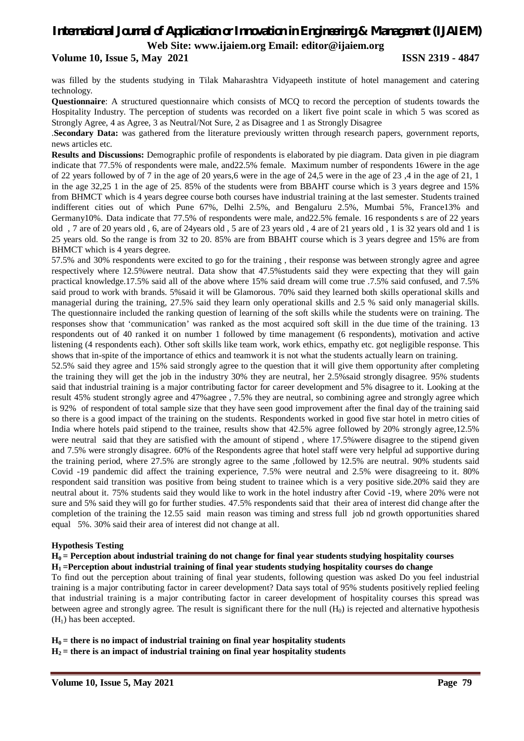was filled by the students studying in Tilak Maharashtra Vidyapeeth institute of hotel management and catering technology.

**Questionnaire**: A structured questionnaire which consists of MCQ to record the perception of students towards the Hospitality Industry. The perception of students was recorded on a likert five point scale in which 5 was scored as Strongly Agree, 4 as Agree, 3 as Neutral/Not Sure, 2 as Disagree and 1 as Strongly Disagree

.**Secondary Data:** was gathered from the literature previously written through research papers, government reports, news articles etc.

**Results and Discussions:** Demographic profile of respondents is elaborated by pie diagram. Data given in pie diagram indicate that 77.5% of respondents were male, and22.5% female. Maximum number of respondents 16were in the age of 22 years followed by of 7 in the age of 20 years,6 were in the age of 24,5 were in the age of 23 ,4 in the age of 21, 1 in the age 32,25 1 in the age of 25. 85% of the students were from BBAHT course which is 3 years degree and 15% from BHMCT which is 4 years degree course both courses have industrial training at the last semester. Students trained indifferent cities out of which Pune 67%, Delhi 2.5%, and Bengaluru 2.5%, Mumbai 5%, France13% and Germany10%. Data indicate that 77.5% of respondents were male, and22.5% female. 16 respondents s are of 22 years old , 7 are of 20 years old , 6, are of 24years old , 5 are of 23 years old , 4 are of 21 years old , 1 is 32 years old and 1 is 25 years old. So the range is from 32 to 20. 85% are from BBAHT course which is 3 years degree and 15% are from BHMCT which is 4 years degree.

57.5% and 30% respondents were excited to go for the training , their response was between strongly agree and agree respectively where 12.5%were neutral. Data show that 47.5%students said they were expecting that they will gain practical knowledge.17.5% said all of the above where 15% said dream will come true .7.5% said confused, and 7.5% said proud to work with brands. 5%said it will be Glamorous. 70% said they learned both skills operational skills and managerial during the training, 27.5% said they learn only operational skills and 2.5 % said only managerial skills. The questionnaire included the ranking question of learning of the soft skills while the students were on training. The responses show that 'communication' was ranked as the most acquired soft skill in the due time of the training. 13 respondents out of 40 ranked it on number 1 followed by time management (6 respondents), motivation and active listening (4 respondents each). Other soft skills like team work, work ethics, empathy etc. got negligible response. This shows that in-spite of the importance of ethics and teamwork it is not what the students actually learn on training.

52.5% said they agree and 15% said strongly agree to the question that it will give them opportunity after completing the training they will get the job in the industry 30% they are neutral, her 2.5%said strongly disagree. 95% students said that industrial training is a major contributing factor for career development and 5% disagree to it. Looking at the result 45% student strongly agree and 47%agree , 7.5% they are neutral, so combining agree and strongly agree which is 92% of respondent of total sample size that they have seen good improvement after the final day of the training said so there is a good impact of the training on the students. Respondents worked in good five star hotel in metro cities of India where hotels paid stipend to the trainee, results show that 42.5% agree followed by 20% strongly agree,12.5% were neutral said that they are satisfied with the amount of stipend , where 17.5%were disagree to the stipend given and 7.5% were strongly disagree. 60% of the Respondents agree that hotel staff were very helpful ad supportive during the training period, where 27.5% are strongly agree to the same ,followed by 12.5% are neutral. 90% students said Covid -19 pandemic did affect the training experience, 7.5% were neutral and 2.5% were disagreeing to it. 80% respondent said transition was positive from being student to trainee which is a very positive side.20% said they are neutral about it. 75% students said they would like to work in the hotel industry after Covid -19, where 20% were not sure and 5% said they will go for further studies. 47.5% respondents said that their area of interest did change after the completion of the training the 12.55 said main reason was timing and stress full job nd growth opportunities shared equal 5%. 30% said their area of interest did not change at all.

**Hypothesis Testing**

**$H_0$ = Perception about industrial training do not change for final year students studying hospitality courses**

**$H_1$ =Perception about industrial training of final year students studying hospitality courses do change**

To find out the perception about training of final year students, following question was asked Do you feel industrial training is a major contributing factor in career development? Data says total of 95% students positively replied feeling that industrial training is a major contributing factor in career development of hospitality courses this spread was between agree and strongly agree. The result is significant there for the null ($H_0$) is rejected and alternative hypothesis ($H_1$) has been accepted.

**$H_0$ = there is no impact of industrial training on final year hospitality students**

**$H_2$ = there is an impact of industrial training on final year hospitality students**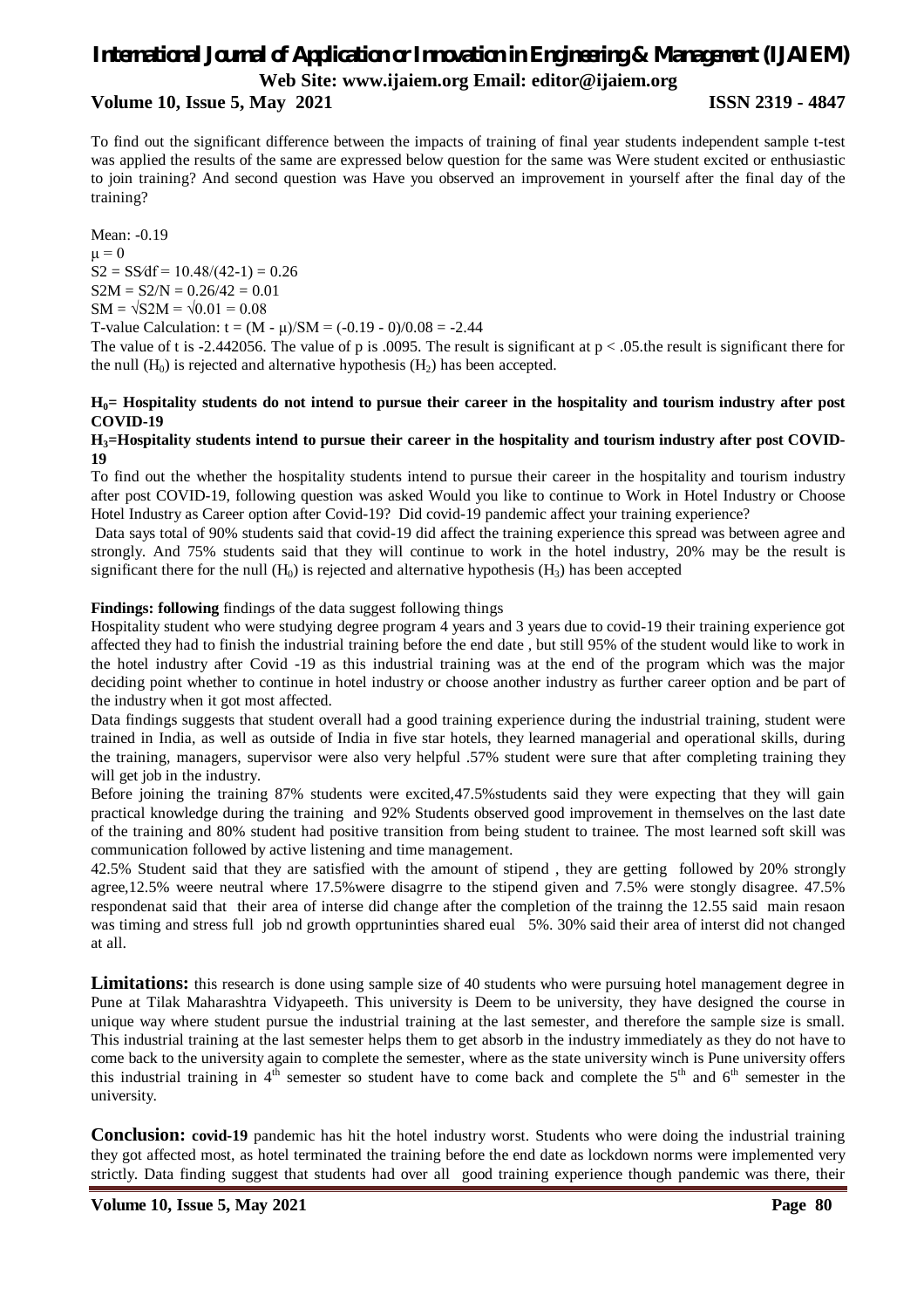To find out the significant difference between the impacts of training of final year students independent sample t-test was applied the results of the same are expressed below question for the same was Were student excited or enthusiastic to join training? And second question was Have you observed an improvement in yourself after the final day of the training?

Mean: -0.19

$\mu = 0$

$S2 = SS/df = 10.48/(42-1) = 0.26$

$S2M = S2/N = 0.26/42 = 0.01$

$SM = \sqrt{S2M} = \sqrt{0.01} = 0.08$

T-value Calculation: $t = (M - \mu)/SM = (-0.19 - 0)/0.08 = -2.44$

The value of t is -2.442056. The value of p is .0095. The result is significant at $p < .05$.the result is significant there for the null ($H_0$) is rejected and alternative hypothesis ($H_2$) has been accepted.

**$H_0$= Hospitality students do not intend to pursue their career in the hospitality and tourism industry after post COVID-19**

**$H_3$=Hospitality students intend to pursue their career in the hospitality and tourism industry after post COVID-19**

To find out the whether the hospitality students intend to pursue their career in the hospitality and tourism industry after post COVID-19, following question was asked Would you like to continue to Work in Hotel Industry or Choose Hotel Industry as Career option after Covid-19? Did covid-19 pandemic affect your training experience?

Data says total of 90% students said that covid-19 did affect the training experience this spread was between agree and strongly. And 75% students said that they will continue to work in the hotel industry, 20% may be the result is significant there for the null ($H_0$) is rejected and alternative hypothesis ($H_3$) has been accepted

**Findings: following** findings of the data suggest following things

Hospitality student who were studying degree program 4 years and 3 years due to covid-19 their training experience got affected they had to finish the industrial training before the end date , but still 95% of the student would like to work in the hotel industry after Covid -19 as this industrial training was at the end of the program which was the major deciding point whether to continue in hotel industry or choose another industry as further career option and be part of the industry when it got most affected.

Data findings suggests that student overall had a good training experience during the industrial training, student were trained in India, as well as outside of India in five star hotels, they learned managerial and operational skills, during the training, managers, supervisor were also very helpful .57% student were sure that after completing training they will get job in the industry.

Before joining the training 87% students were excited,47.5%students said they were expecting that they will gain practical knowledge during the training and 92% Students observed good improvement in themselves on the last date of the training and 80% student had positive transition from being student to trainee. The most learned soft skill was communication followed by active listening and time management.

42.5% Student said that they are satisfied with the amount of stipend , they are getting followed by 20% strongly agree,12.5% weere neutral where 17.5%were disagrre to the stipend given and 7.5% were stongly disagree. 47.5% respondenat said that their area of interse did change after the completion of the trainng the 12.55 said main resaon was timing and stress full job nd growth opprtuninties shared eual 5%. 30% said their area of interst did not changed at all.

**Limitations:** this research is done using sample size of 40 students who were pursuing hotel management degree in Pune at Tilak Maharashtra Vidyapeeth. This university is Deem to be university, they have designed the course in unique way where student pursue the industrial training at the last semester, and therefore the sample size is small. This industrial training at the last semester helps them to get absorb in the industry immediately as they do not have to come back to the university again to complete the semester, where as the state university winch is Pune university offers this industrial training in 4th semester so student have to come back and complete the 5th and 6th semester in the university.

**Conclusion: covid-19** pandemic has hit the hotel industry worst. Students who were doing the industrial training they got affected most, as hotel terminated the training before the end date as lockdown norms were implemented very strictly. Data finding suggest that students had over all good training experience though pandemic was there, their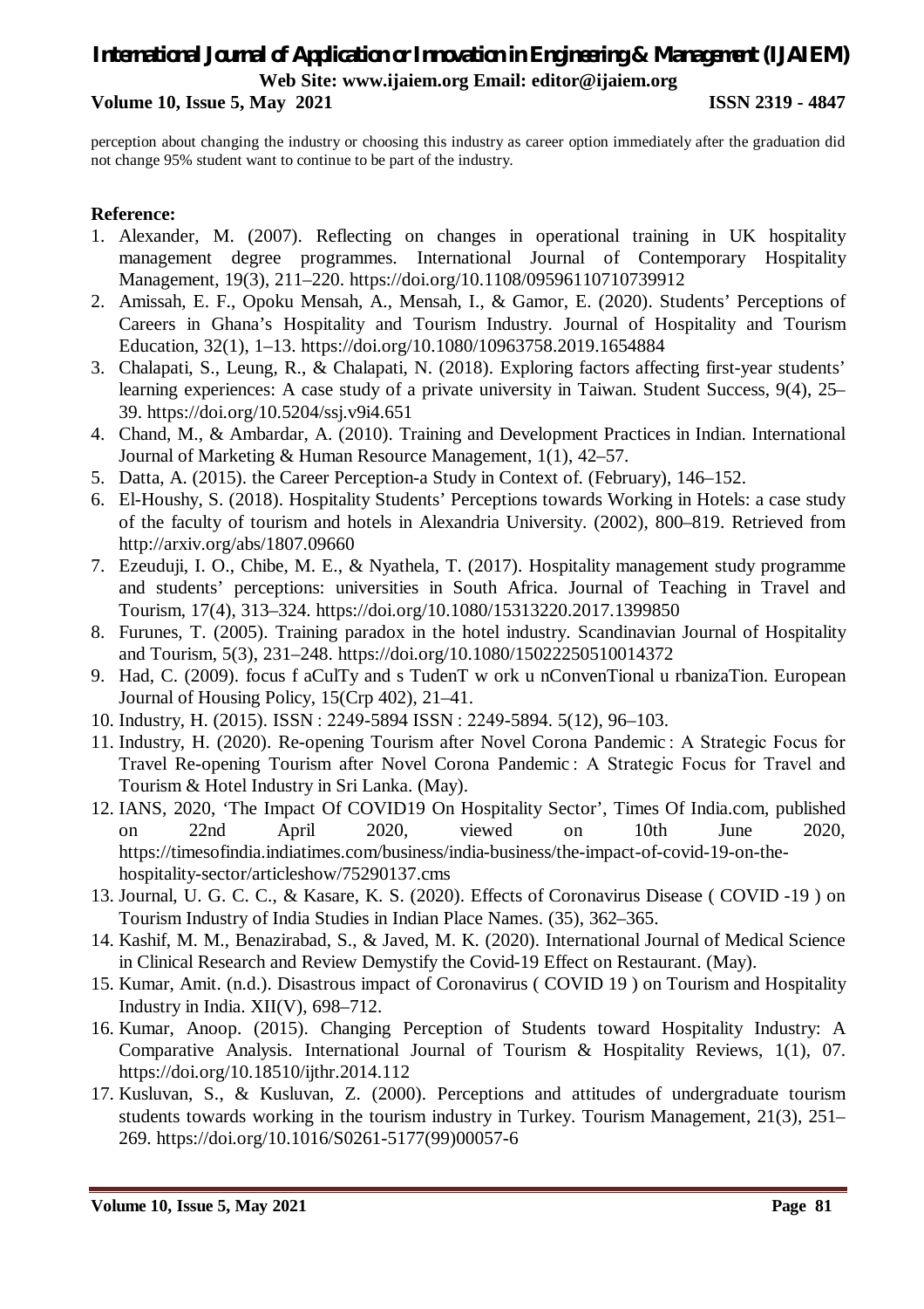perception about changing the industry or choosing this industry as career option immediately after the graduation did not change 95% student want to continue to be part of the industry.

**Reference:**

1. Alexander, M. (2007). Reflecting on changes in operational training in UK hospitality management degree programmes. International Journal of Contemporary Hospitality Management, 19(3), 211–220. https://doi.org/10.1108/09596110710739912
2. Amissah, E. F., Opoku Mensah, A., Mensah, I., & Gamor, E. (2020). Students' Perceptions of Careers in Ghana's Hospitality and Tourism Industry. Journal of Hospitality and Tourism Education, 32(1), 1–13. https://doi.org/10.1080/10963758.2019.1654884
3. Chalapati, S., Leung, R., & Chalapati, N. (2018). Exploring factors affecting first-year students' learning experiences: A case study of a private university in Taiwan. Student Success, 9(4), 25–39. https://doi.org/10.5204/ssj.v9i4.651
4. Chand, M., & Ambardar, A. (2010). Training and Development Practices in Indian. International Journal of Marketing & Human Resource Management, 1(1), 42–57.
5. Datta, A. (2015). the Career Perception-a Study in Context of. (February), 146–152.
6. El-Houshy, S. (2018). Hospitality Students' Perceptions towards Working in Hotels: a case study of the faculty of tourism and hotels in Alexandria University. (2002), 800–819. Retrieved from http://arxiv.org/abs/1807.09660
7. Ezeuduji, I. O., Chibe, M. E., & Nyathela, T. (2017). Hospitality management study programme and students' perceptions: universities in South Africa. Journal of Teaching in Travel and Tourism, 17(4), 313–324. https://doi.org/10.1080/15313220.2017.1399850
8. Furunes, T. (2005). Training paradox in the hotel industry. Scandinavian Journal of Hospitality and Tourism, 5(3), 231–248. https://doi.org/10.1080/15022250510014372
9. Had, C. (2009). focus f aCulTy and s TudenT w ork u nConvenTional u rbanizaTion. European Journal of Housing Policy, 15(Crp 402), 21–41.
10. Industry, H. (2015). ISSN : 2249-5894 ISSN : 2249-5894. 5(12), 96–103.
11. Industry, H. (2020). Re-opening Tourism after Novel Corona Pandemic : A Strategic Focus for Travel Re-opening Tourism after Novel Corona Pandemic : A Strategic Focus for Travel and Tourism & Hotel Industry in Sri Lanka. (May).
12. IANS, 2020, 'The Impact Of COVID19 On Hospitality Sector', Times Of India.com, published on 22nd April 2020, viewed on 10th June 2020, https://timesofindia.indiatimes.com/business/india-business/the-impact-of-covid-19-on-the-hospitality-sector/articleshow/75290137.cms
13. Journal, U. G. C. C., & Kasare, K. S. (2020). Effects of Coronavirus Disease ( COVID -19 ) on Tourism Industry of India Studies in Indian Place Names. (35), 362–365.
14. Kashif, M. M., Benazirabad, S., & Javed, M. K. (2020). International Journal of Medical Science in Clinical Research and Review Demystify the Covid-19 Effect on Restaurant. (May).
15. Kumar, Amit. (n.d.). Disastrous impact of Coronavirus ( COVID 19 ) on Tourism and Hospitality Industry in India. XII(V), 698–712.
16. Kumar, Anoop. (2015). Changing Perception of Students toward Hospitality Industry: A Comparative Analysis. International Journal of Tourism & Hospitality Reviews, 1(1), 07. https://doi.org/10.18510/ijthr.2014.112
17. Kusluvan, S., & Kusluvan, Z. (2000). Perceptions and attitudes of undergraduate tourism students towards working in the tourism industry in Turkey. Tourism Management, 21(3), 251–269. https://doi.org/10.1016/S0261-5177(99)00057-6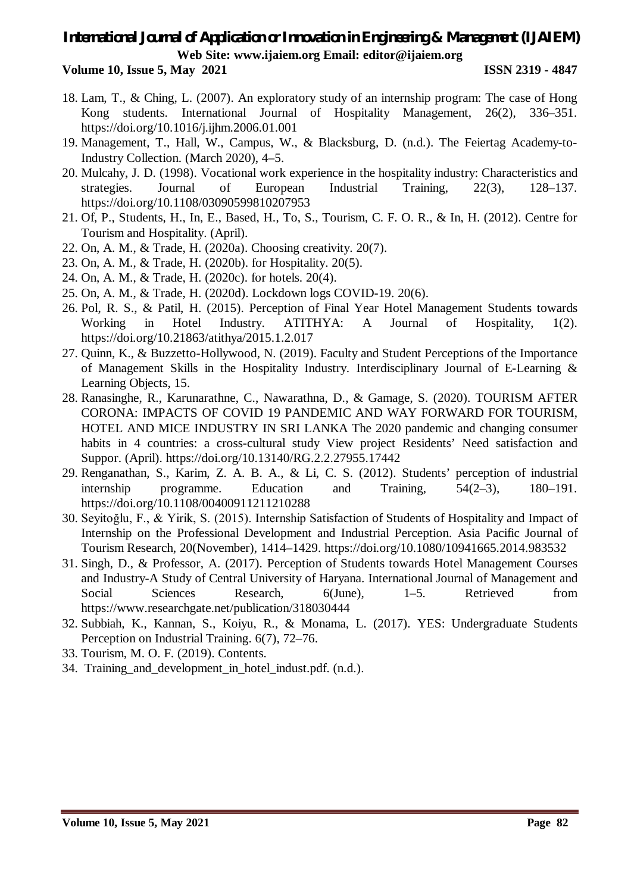18. Lam, T., & Ching, L. (2007). An exploratory study of an internship program: The case of Hong Kong students. International Journal of Hospitality Management, 26(2), 336–351. https://doi.org/10.1016/j.ijhm.2006.01.001
19. Management, T., Hall, W., Campus, W., & Blacksburg, D. (n.d.). The Feiertag Academy-to-Industry Collection. (March 2020), 4–5.
20. Mulcahy, J. D. (1998). Vocational work experience in the hospitality industry: Characteristics and strategies. Journal of European Industrial Training, 22(3), 128–137. https://doi.org/10.1108/03090599810207953
21. Of, P., Students, H., In, E., Based, H., To, S., Tourism, C. F. O. R., & In, H. (2012). Centre for Tourism and Hospitality. (April).
22. On, A. M., & Trade, H. (2020a). Choosing creativity. 20(7).
23. On, A. M., & Trade, H. (2020b). for Hospitality. 20(5).
24. On, A. M., & Trade, H. (2020c). for hotels. 20(4).
25. On, A. M., & Trade, H. (2020d). Lockdown logs COVID-19. 20(6).
26. Pol, R. S., & Patil, H. (2015). Perception of Final Year Hotel Management Students towards Working in Hotel Industry. ATITHYA: A Journal of Hospitality, 1(2). https://doi.org/10.21863/atithya/2015.1.2.017
27. Quinn, K., & Buzzetto-Hollywood, N. (2019). Faculty and Student Perceptions of the Importance of Management Skills in the Hospitality Industry. Interdisciplinary Journal of E-Learning & Learning Objects, 15.
28. Ranasinghe, R., Karunarathne, C., Nawarathna, D., & Gamage, S. (2020). TOURISM AFTER CORONA: IMPACTS OF COVID 19 PANDEMIC AND WAY FORWARD FOR TOURISM, HOTEL AND MICE INDUSTRY IN SRI LANKA The 2020 pandemic and changing consumer habits in 4 countries: a cross-cultural study View project Residents' Need satisfaction and Suppor. (April). https://doi.org/10.13140/RG.2.2.27955.17442
29. Renganathan, S., Karim, Z. A. B. A., & Li, C. S. (2012). Students' perception of industrial internship programme. Education and Training, 54(2–3), 180–191. https://doi.org/10.1108/00400911211210288
30. Seyitoğlu, F., & Yirik, S. (2015). Internship Satisfaction of Students of Hospitality and Impact of Internship on the Professional Development and Industrial Perception. Asia Pacific Journal of Tourism Research, 20(November), 1414–1429. https://doi.org/10.1080/10941665.2014.983532
31. Singh, D., & Professor, A. (2017). Perception of Students towards Hotel Management Courses and Industry-A Study of Central University of Haryana. International Journal of Management and Social Sciences Research, 6(June), 1–5. Retrieved from https://www.researchgate.net/publication/318030444
32. Subbiah, K., Kannan, S., Koiyu, R., & Monama, L. (2017). YES: Undergraduate Students Perception on Industrial Training. 6(7), 72–76.
33. Tourism, M. O. F. (2019). Contents.
34. Training_and_development_in_hotel_indust.pdf. (n.d.).